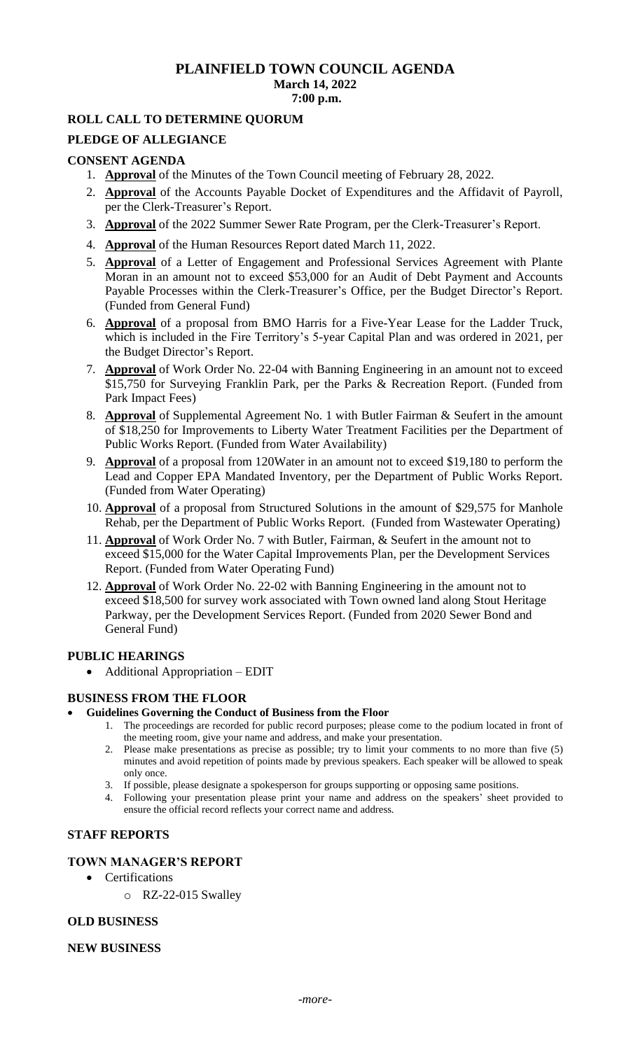# PLAINFIELD TOWN COUNCIL AGENDA

**March 14, 2022**
**7:00 p.m.**

## ROLL CALL TO DETERMINE QUORUM

## PLEDGE OF ALLEGIANCE

## CONSENT AGENDA

1. **Approval** of the Minutes of the Town Council meeting of February 28, 2022.
2. **Approval** of the Accounts Payable Docket of Expenditures and the Affidavit of Payroll, per the Clerk-Treasurer's Report.
3. **Approval** of the 2022 Summer Sewer Rate Program, per the Clerk-Treasurer's Report.
4. **Approval** of the Human Resources Report dated March 11, 2022.
5. **Approval** of a Letter of Engagement and Professional Services Agreement with Plante Moran in an amount not to exceed $53,000 for an Audit of Debt Payment and Accounts Payable Processes within the Clerk-Treasurer's Office, per the Budget Director's Report. (Funded from General Fund)
6. **Approval** of a proposal from BMO Harris for a Five-Year Lease for the Ladder Truck, which is included in the Fire Territory's 5-year Capital Plan and was ordered in 2021, per the Budget Director's Report.
7. **Approval** of Work Order No. 22-04 with Banning Engineering in an amount not to exceed $15,750 for Surveying Franklin Park, per the Parks & Recreation Report. (Funded from Park Impact Fees)
8. **Approval** of Supplemental Agreement No. 1 with Butler Fairman & Seufert in the amount of $18,250 for Improvements to Liberty Water Treatment Facilities per the Department of Public Works Report. (Funded from Water Availability)
9. **Approval** of a proposal from 120Water in an amount not to exceed $19,180 to perform the Lead and Copper EPA Mandated Inventory, per the Department of Public Works Report. (Funded from Water Operating)
10. **Approval** of a proposal from Structured Solutions in the amount of $29,575 for Manhole Rehab, per the Department of Public Works Report. (Funded from Wastewater Operating)
11. **Approval** of Work Order No. 7 with Butler, Fairman, & Seufert in the amount not to exceed $15,000 for the Water Capital Improvements Plan, per the Development Services Report. (Funded from Water Operating Fund)
12. **Approval** of Work Order No. 22-02 with Banning Engineering in the amount not to exceed $18,500 for survey work associated with Town owned land along Stout Heritage Parkway, per the Development Services Report. (Funded from 2020 Sewer Bond and General Fund)

## PUBLIC HEARINGS

- Additional Appropriation – EDIT

## BUSINESS FROM THE FLOOR

- **Guidelines Governing the Conduct of Business from the Floor**
  1. The proceedings are recorded for public record purposes; please come to the podium located in front of the meeting room, give your name and address, and make your presentation.
  2. Please make presentations as precise as possible; try to limit your comments to no more than five (5) minutes and avoid repetition of points made by previous speakers. Each speaker will be allowed to speak only once.
  3. If possible, please designate a spokesperson for groups supporting or opposing same positions.
  4. Following your presentation please print your name and address on the speakers' sheet provided to ensure the official record reflects your correct name and address.

## STAFF REPORTS

## TOWN MANAGER'S REPORT

- Certifications
  - RZ-22-015 Swalley

## OLD BUSINESS

## NEW BUSINESS

*-more-*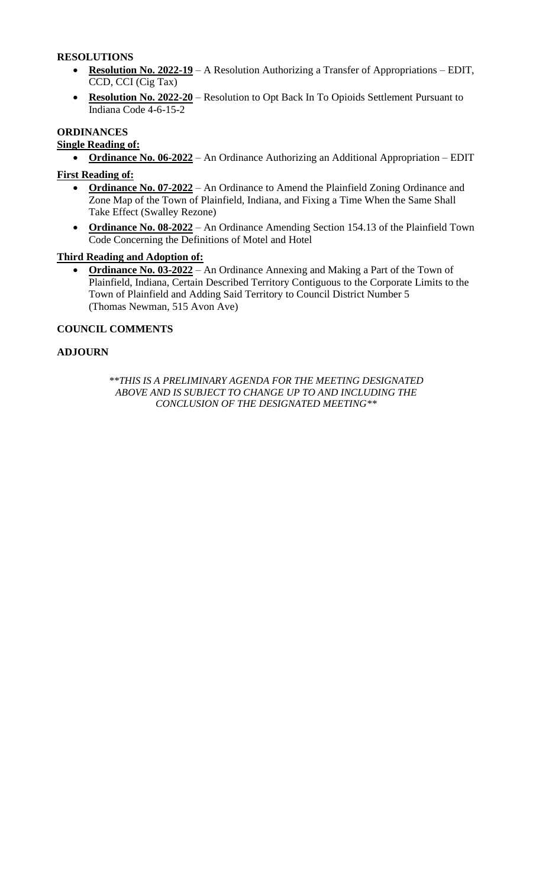## RESOLUTIONS

- **Resolution No. 2022-19** – A Resolution Authorizing a Transfer of Appropriations – EDIT, CCD, CCI (Cig Tax)
- **Resolution No. 2022-20** – Resolution to Opt Back In To Opioids Settlement Pursuant to Indiana Code 4-6-15-2

## ORDINANCES

**Single Reading of:**

- **Ordinance No. 06-2022** – An Ordinance Authorizing an Additional Appropriation – EDIT

**First Reading of:**

- **Ordinance No. 07-2022** – An Ordinance to Amend the Plainfield Zoning Ordinance and Zone Map of the Town of Plainfield, Indiana, and Fixing a Time When the Same Shall Take Effect (Swalley Rezone)
- **Ordinance No. 08-2022** – An Ordinance Amending Section 154.13 of the Plainfield Town Code Concerning the Definitions of Motel and Hotel

**Third Reading and Adoption of:**

- **Ordinance No. 03-2022** – An Ordinance Annexing and Making a Part of the Town of Plainfield, Indiana, Certain Described Territory Contiguous to the Corporate Limits to the Town of Plainfield and Adding Said Territory to Council District Number 5 (Thomas Newman, 515 Avon Ave)

## COUNCIL COMMENTS

## ADJOURN

*\*\*THIS IS A PRELIMINARY AGENDA FOR THE MEETING DESIGNATED ABOVE AND IS SUBJECT TO CHANGE UP TO AND INCLUDING THE CONCLUSION OF THE DESIGNATED MEETING\*\**